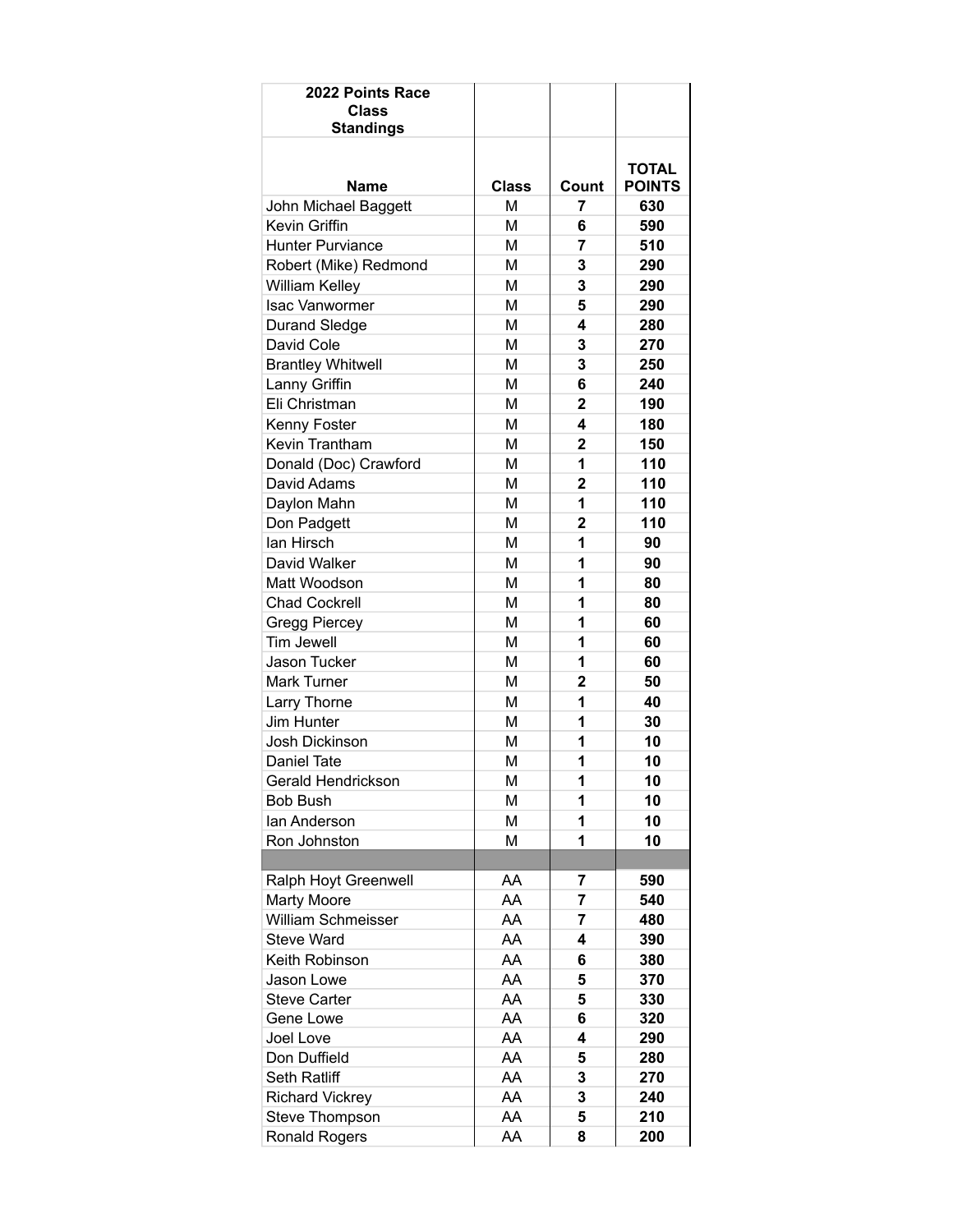| 2022 Points Race Class Standings | | | |
|---|---|---|---|
| **Name** | **Class** | **Count** | **TOTAL POINTS** |
| John Michael Baggett | M | **7** | **630** |
| Kevin Griffin | M | **6** | **590** |
| Hunter Purviance | M | **7** | **510** |
| Robert (Mike) Redmond | M | **3** | **290** |
| William Kelley | M | **3** | **290** |
| Isac Vanwormer | M | **5** | **290** |
| Durand Sledge | M | **4** | **280** |
| David Cole | M | **3** | **270** |
| Brantley Whitwell | M | **3** | **250** |
| Lanny Griffin | M | **6** | **240** |
| Eli Christman | M | **2** | **190** |
| Kenny Foster | M | **4** | **180** |
| Kevin Trantham | M | **2** | **150** |
| Donald (Doc) Crawford | M | **1** | **110** |
| David Adams | M | **2** | **110** |
| Daylon Mahn | M | **1** | **110** |
| Don Padgett | M | **2** | **110** |
| Ian Hirsch | M | **1** | **90** |
| David Walker | M | **1** | **90** |
| Matt Woodson | M | **1** | **80** |
| Chad Cockrell | M | **1** | **80** |
| Gregg Piercey | M | **1** | **60** |
| Tim Jewell | M | **1** | **60** |
| Jason Tucker | M | **1** | **60** |
| Mark Turner | M | **2** | **50** |
| Larry Thorne | M | **1** | **40** |
| Jim Hunter | M | **1** | **30** |
| Josh Dickinson | M | **1** | **10** |
| Daniel Tate | M | **1** | **10** |
| Gerald Hendrickson | M | **1** | **10** |
| Bob Bush | M | **1** | **10** |
| Ian Anderson | M | **1** | **10** |
| Ron Johnston | M | **1** | **10** |
| | | | |
| Ralph Hoyt Greenwell | AA | **7** | **590** |
| Marty Moore | AA | **7** | **540** |
| William Schmeisser | AA | **7** | **480** |
| Steve Ward | AA | **4** | **390** |
| Keith Robinson | AA | **6** | **380** |
| Jason Lowe | AA | **5** | **370** |
| Steve Carter | AA | **5** | **330** |
| Gene Lowe | AA | **6** | **320** |
| Joel Love | AA | **4** | **290** |
| Don Duffield | AA | **5** | **280** |
| Seth Ratliff | AA | **3** | **270** |
| Richard Vickrey | AA | **3** | **240** |
| Steve Thompson | AA | **5** | **210** |
| Ronald Rogers | AA | **8** | **200** |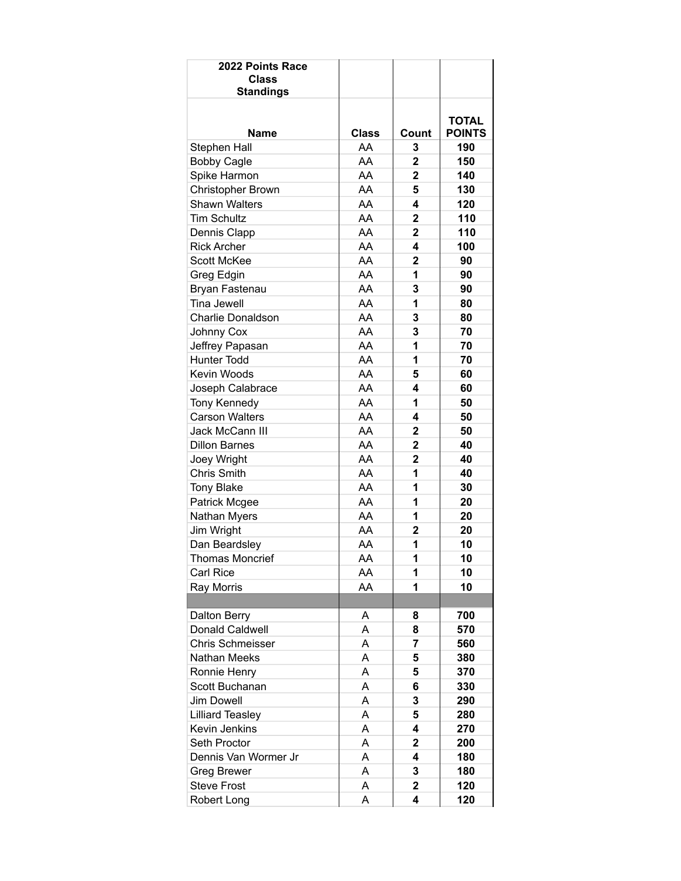| 2022 Points Race Class Standings | | | |
|---|---|---|---|
| **Name** | **Class** | **Count** | **TOTAL POINTS** |
| Stephen Hall | AA | **3** | **190** |
| Bobby Cagle | AA | **2** | **150** |
| Spike Harmon | AA | **2** | **140** |
| Christopher Brown | AA | **5** | **130** |
| Shawn Walters | AA | **4** | **120** |
| Tim Schultz | AA | **2** | **110** |
| Dennis Clapp | AA | **2** | **110** |
| Rick Archer | AA | **4** | **100** |
| Scott McKee | AA | **2** | **90** |
| Greg Edgin | AA | **1** | **90** |
| Bryan Fastenau | AA | **3** | **90** |
| Tina Jewell | AA | **1** | **80** |
| Charlie Donaldson | AA | **3** | **80** |
| Johnny Cox | AA | **3** | **70** |
| Jeffrey Papasan | AA | **1** | **70** |
| Hunter Todd | AA | **1** | **70** |
| Kevin Woods | AA | **5** | **60** |
| Joseph Calabrace | AA | **4** | **60** |
| Tony Kennedy | AA | **1** | **50** |
| Carson Walters | AA | **4** | **50** |
| Jack McCann III | AA | **2** | **50** |
| Dillon Barnes | AA | **2** | **40** |
| Joey Wright | AA | **2** | **40** |
| Chris Smith | AA | **1** | **40** |
| Tony Blake | AA | **1** | **30** |
| Patrick Mcgee | AA | **1** | **20** |
| Nathan Myers | AA | **1** | **20** |
| Jim Wright | AA | **2** | **20** |
| Dan Beardsley | AA | **1** | **10** |
| Thomas Moncrief | AA | **1** | **10** |
| Carl Rice | AA | **1** | **10** |
| Ray Morris | AA | **1** | **10** |
| | | | |
| Dalton Berry | A | **8** | **700** |
| Donald Caldwell | A | **8** | **570** |
| Chris Schmeisser | A | **7** | **560** |
| Nathan Meeks | A | **5** | **380** |
| Ronnie Henry | A | **5** | **370** |
| Scott Buchanan | A | **6** | **330** |
| Jim Dowell | A | **3** | **290** |
| Lilliard Teasley | A | **5** | **280** |
| Kevin Jenkins | A | **4** | **270** |
| Seth Proctor | A | **2** | **200** |
| Dennis Van Wormer Jr | A | **4** | **180** |
| Greg Brewer | A | **3** | **180** |
| Steve Frost | A | **2** | **120** |
| Robert Long | A | **4** | **120** |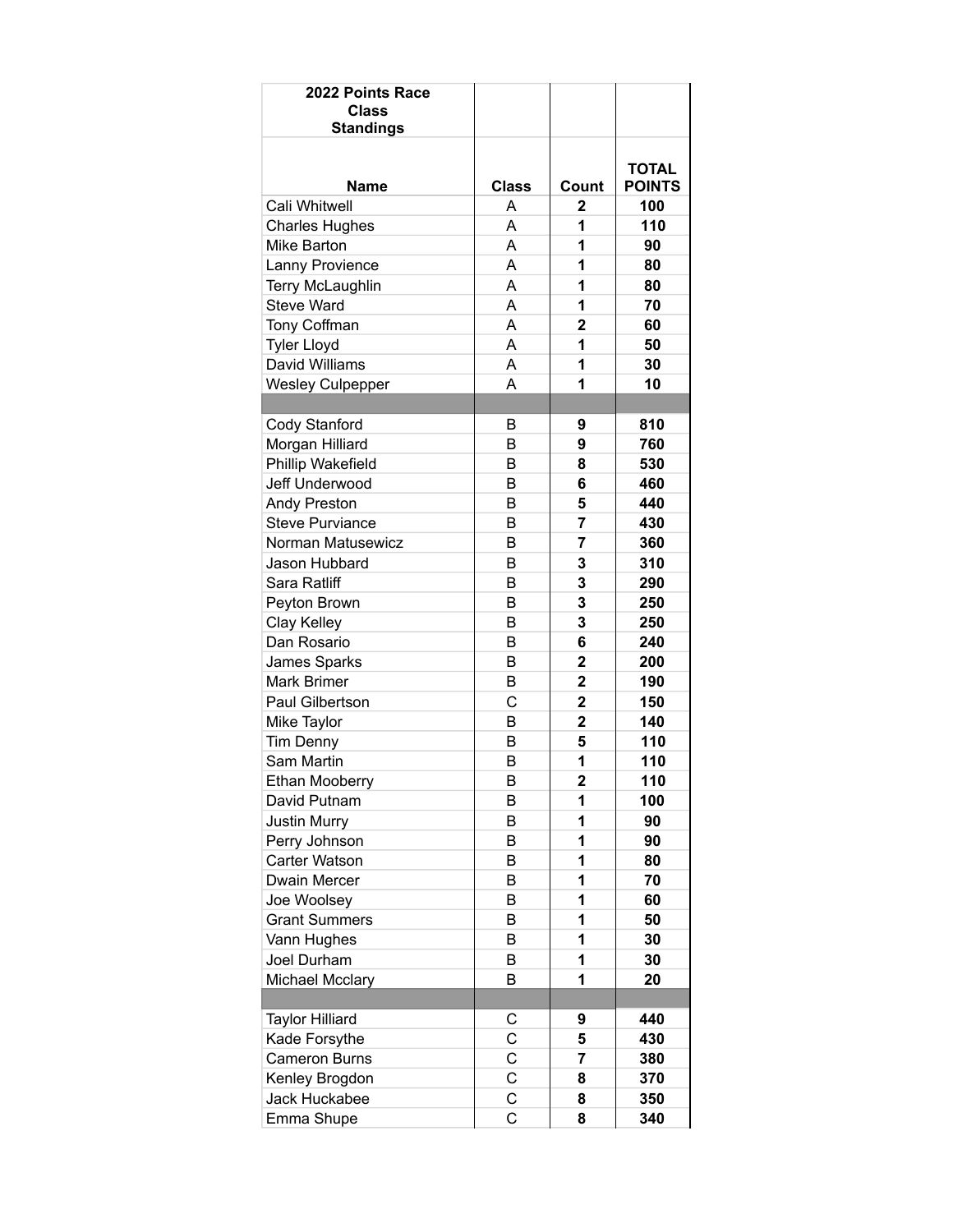| 2022 Points Race Class Standings | | | |
|---|---|---|---|
| **Name** | **Class** | **Count** | **TOTAL POINTS** |
| Cali Whitwell | A | **2** | **100** |
| Charles Hughes | A | **1** | **110** |
| Mike Barton | A | **1** | **90** |
| Lanny Provience | A | **1** | **80** |
| Terry McLaughlin | A | **1** | **80** |
| Steve Ward | A | **1** | **70** |
| Tony Coffman | A | **2** | **60** |
| Tyler Lloyd | A | **1** | **50** |
| David Williams | A | **1** | **30** |
| Wesley Culpepper | A | **1** | **10** |
| | | | |
| Cody Stanford | B | **9** | **810** |
| Morgan Hilliard | B | **9** | **760** |
| Phillip Wakefield | B | **8** | **530** |
| Jeff Underwood | B | **6** | **460** |
| Andy Preston | B | **5** | **440** |
| Steve Purviance | B | **7** | **430** |
| Norman Matusewicz | B | **7** | **360** |
| Jason Hubbard | B | **3** | **310** |
| Sara Ratliff | B | **3** | **290** |
| Peyton Brown | B | **3** | **250** |
| Clay Kelley | B | **3** | **250** |
| Dan Rosario | B | **6** | **240** |
| James Sparks | B | **2** | **200** |
| Mark Brimer | B | **2** | **190** |
| Paul Gilbertson | C | **2** | **150** |
| Mike Taylor | B | **2** | **140** |
| Tim Denny | B | **5** | **110** |
| Sam Martin | B | **1** | **110** |
| Ethan Mooberry | B | **2** | **110** |
| David Putnam | B | **1** | **100** |
| Justin Murry | B | **1** | **90** |
| Perry Johnson | B | **1** | **90** |
| Carter Watson | B | **1** | **80** |
| Dwain Mercer | B | **1** | **70** |
| Joe Woolsey | B | **1** | **60** |
| Grant Summers | B | **1** | **50** |
| Vann Hughes | B | **1** | **30** |
| Joel Durham | B | **1** | **30** |
| Michael Mcclary | B | **1** | **20** |
| | | | |
| Taylor Hilliard | C | **9** | **440** |
| Kade Forsythe | C | **5** | **430** |
| Cameron Burns | C | **7** | **380** |
| Kenley Brogdon | C | **8** | **370** |
| Jack Huckabee | C | **8** | **350** |
| Emma Shupe | C | **8** | **340** |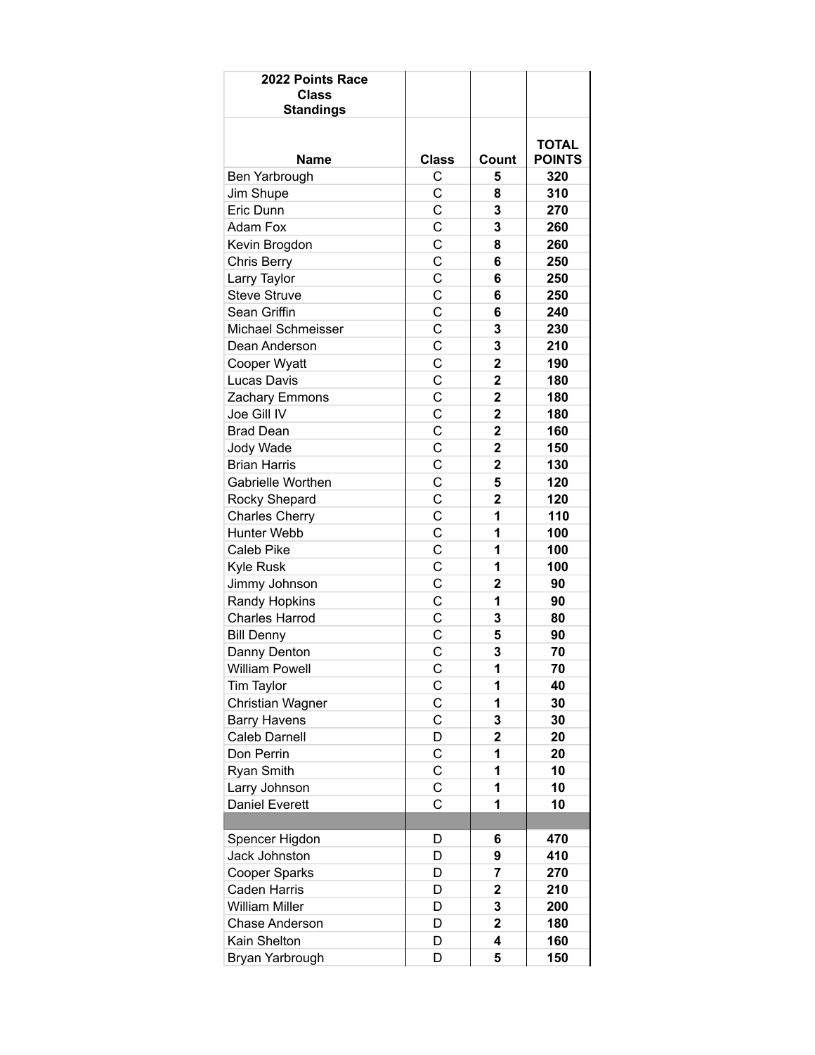| 2022 Points Race Class Standings | | | |
|---|---|---|---|
| **Name** | **Class** | **Count** | **TOTAL POINTS** |
| Ben Yarbrough | C | **5** | **320** |
| Jim Shupe | C | **8** | **310** |
| Eric Dunn | C | **3** | **270** |
| Adam Fox | C | **3** | **260** |
| Kevin Brogdon | C | **8** | **260** |
| Chris Berry | C | **6** | **250** |
| Larry Taylor | C | **6** | **250** |
| Steve Struve | C | **6** | **250** |
| Sean Griffin | C | **6** | **240** |
| Michael Schmeisser | C | **3** | **230** |
| Dean Anderson | C | **3** | **210** |
| Cooper Wyatt | C | **2** | **190** |
| Lucas Davis | C | **2** | **180** |
| Zachary Emmons | C | **2** | **180** |
| Joe Gill IV | C | **2** | **180** |
| Brad Dean | C | **2** | **160** |
| Jody Wade | C | **2** | **150** |
| Brian Harris | C | **2** | **130** |
| Gabrielle Worthen | C | **5** | **120** |
| Rocky Shepard | C | **2** | **120** |
| Charles Cherry | C | **1** | **110** |
| Hunter Webb | C | **1** | **100** |
| Caleb Pike | C | **1** | **100** |
| Kyle Rusk | C | **1** | **100** |
| Jimmy Johnson | C | **2** | **90** |
| Randy Hopkins | C | **1** | **90** |
| Charles Harrod | C | **3** | **80** |
| Bill Denny | C | **5** | **90** |
| Danny Denton | C | **3** | **70** |
| William Powell | C | **1** | **70** |
| Tim Taylor | C | **1** | **40** |
| Christian Wagner | C | **1** | **30** |
| Barry Havens | C | **3** | **30** |
| Caleb Darnell | D | **2** | **20** |
| Don Perrin | C | **1** | **20** |
| Ryan Smith | C | **1** | **10** |
| Larry Johnson | C | **1** | **10** |
| Daniel Everett | C | **1** | **10** |
| | | | |
| Spencer Higdon | D | **6** | **470** |
| Jack Johnston | D | **9** | **410** |
| Cooper Sparks | D | **7** | **270** |
| Caden Harris | D | **2** | **210** |
| William Miller | D | **3** | **200** |
| Chase Anderson | D | **2** | **180** |
| Kain Shelton | D | **4** | **160** |
| Bryan Yarbrough | D | **5** | **150** |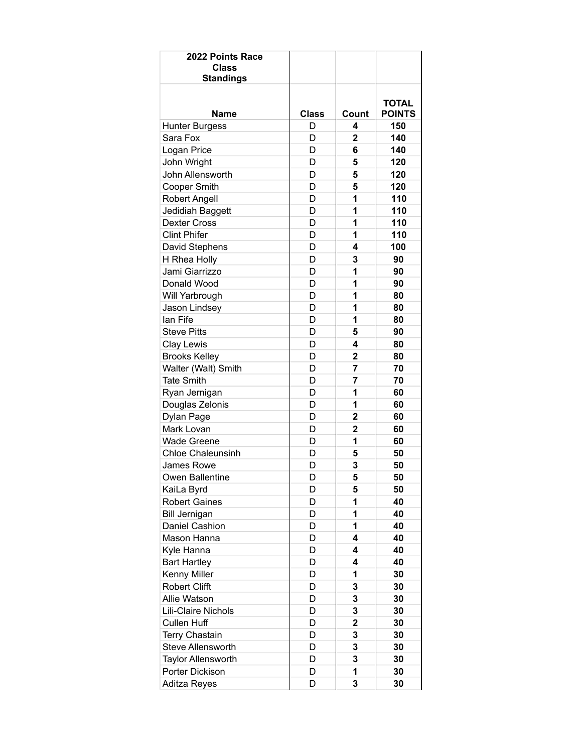| 2022 Points Race Class Standings | | | |
|---|---|---|---|
| **Name** | **Class** | **Count** | **TOTAL POINTS** |
| Hunter Burgess | D | **4** | **150** |
| Sara Fox | D | **2** | **140** |
| Logan Price | D | **6** | **140** |
| John Wright | D | **5** | **120** |
| John Allensworth | D | **5** | **120** |
| Cooper Smith | D | **5** | **120** |
| Robert Angell | D | **1** | **110** |
| Jedidiah Baggett | D | **1** | **110** |
| Dexter Cross | D | **1** | **110** |
| Clint Phifer | D | **1** | **110** |
| David Stephens | D | **4** | **100** |
| H Rhea Holly | D | **3** | **90** |
| Jami Giarrizzo | D | **1** | **90** |
| Donald Wood | D | **1** | **90** |
| Will Yarbrough | D | **1** | **80** |
| Jason Lindsey | D | **1** | **80** |
| Ian Fife | D | **1** | **80** |
| Steve Pitts | D | **5** | **90** |
| Clay Lewis | D | **4** | **80** |
| Brooks Kelley | D | **2** | **80** |
| Walter (Walt) Smith | D | **7** | **70** |
| Tate Smith | D | **7** | **70** |
| Ryan Jernigan | D | **1** | **60** |
| Douglas Zelonis | D | **1** | **60** |
| Dylan Page | D | **2** | **60** |
| Mark Lovan | D | **2** | **60** |
| Wade Greene | D | **1** | **60** |
| Chloe Chaleunsinh | D | **5** | **50** |
| James Rowe | D | **3** | **50** |
| Owen Ballentine | D | **5** | **50** |
| KaiLa Byrd | D | **5** | **50** |
| Robert Gaines | D | **1** | **40** |
| Bill Jernigan | D | **1** | **40** |
| Daniel Cashion | D | **1** | **40** |
| Mason Hanna | D | **4** | **40** |
| Kyle Hanna | D | **4** | **40** |
| Bart Hartley | D | **4** | **40** |
| Kenny Miller | D | **1** | **30** |
| Robert Clifft | D | **3** | **30** |
| Allie Watson | D | **3** | **30** |
| Lili-Claire Nichols | D | **3** | **30** |
| Cullen Huff | D | **2** | **30** |
| Terry Chastain | D | **3** | **30** |
| Steve Allensworth | D | **3** | **30** |
| Taylor Allensworth | D | **3** | **30** |
| Porter Dickison | D | **1** | **30** |
| Aditza Reyes | D | **3** | **30** |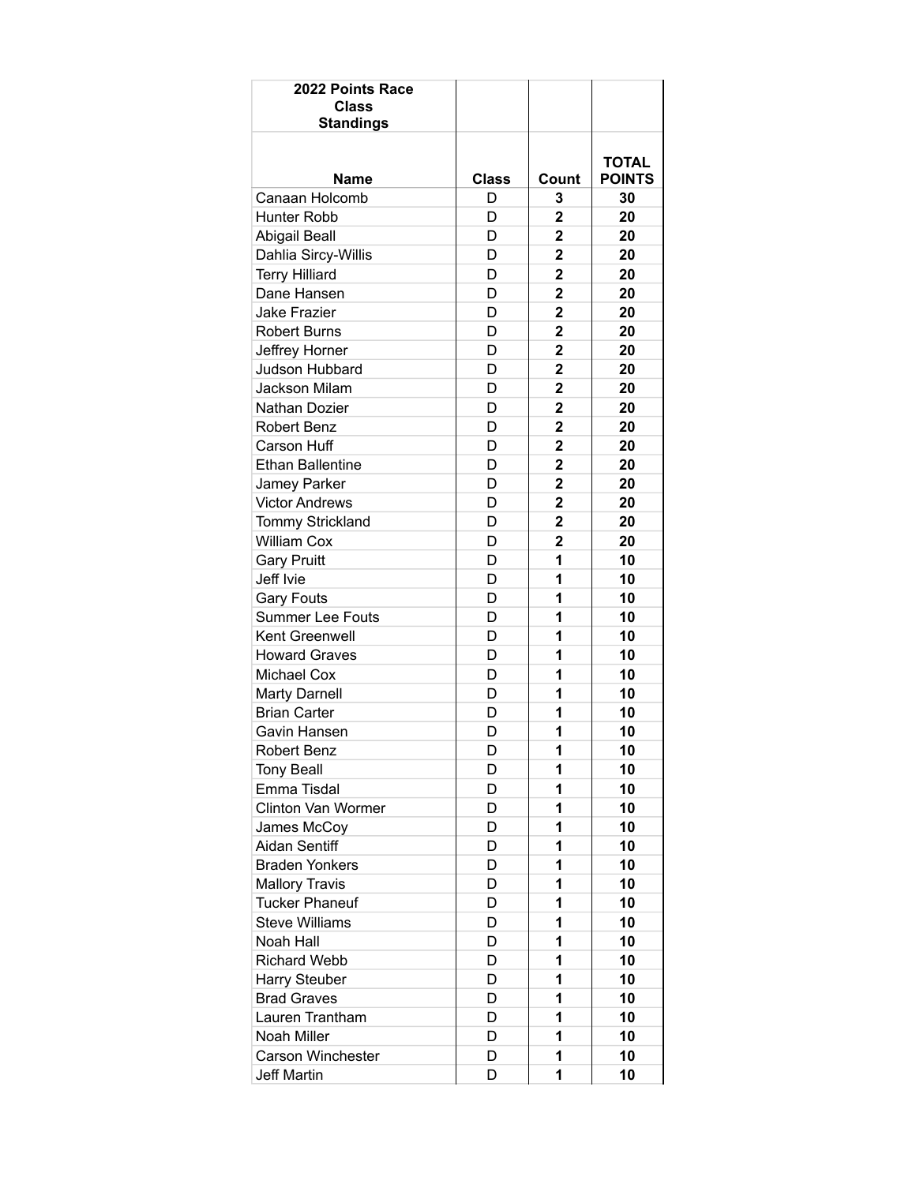| 2022 Points Race Class Standings | | | |
|---|---|---|---|
| **Name** | **Class** | **Count** | **TOTAL POINTS** |
| Canaan Holcomb | D | **3** | **30** |
| Hunter Robb | D | **2** | **20** |
| Abigail Beall | D | **2** | **20** |
| Dahlia Sircy-Willis | D | **2** | **20** |
| Terry Hilliard | D | **2** | **20** |
| Dane Hansen | D | **2** | **20** |
| Jake Frazier | D | **2** | **20** |
| Robert Burns | D | **2** | **20** |
| Jeffrey Horner | D | **2** | **20** |
| Judson Hubbard | D | **2** | **20** |
| Jackson Milam | D | **2** | **20** |
| Nathan Dozier | D | **2** | **20** |
| Robert Benz | D | **2** | **20** |
| Carson Huff | D | **2** | **20** |
| Ethan Ballentine | D | **2** | **20** |
| Jamey Parker | D | **2** | **20** |
| Victor Andrews | D | **2** | **20** |
| Tommy Strickland | D | **2** | **20** |
| William Cox | D | **2** | **20** |
| Gary Pruitt | D | **1** | **10** |
| Jeff Ivie | D | **1** | **10** |
| Gary Fouts | D | **1** | **10** |
| Summer Lee Fouts | D | **1** | **10** |
| Kent Greenwell | D | **1** | **10** |
| Howard Graves | D | **1** | **10** |
| Michael Cox | D | **1** | **10** |
| Marty Darnell | D | **1** | **10** |
| Brian Carter | D | **1** | **10** |
| Gavin Hansen | D | **1** | **10** |
| Robert Benz | D | **1** | **10** |
| Tony Beall | D | **1** | **10** |
| Emma Tisdal | D | **1** | **10** |
| Clinton Van Wormer | D | **1** | **10** |
| James McCoy | D | **1** | **10** |
| Aidan Sentiff | D | **1** | **10** |
| Braden Yonkers | D | **1** | **10** |
| Mallory Travis | D | **1** | **10** |
| Tucker Phaneuf | D | **1** | **10** |
| Steve Williams | D | **1** | **10** |
| Noah Hall | D | **1** | **10** |
| Richard Webb | D | **1** | **10** |
| Harry Steuber | D | **1** | **10** |
| Brad Graves | D | **1** | **10** |
| Lauren Trantham | D | **1** | **10** |
| Noah Miller | D | **1** | **10** |
| Carson Winchester | D | **1** | **10** |
| Jeff Martin | D | **1** | **10** |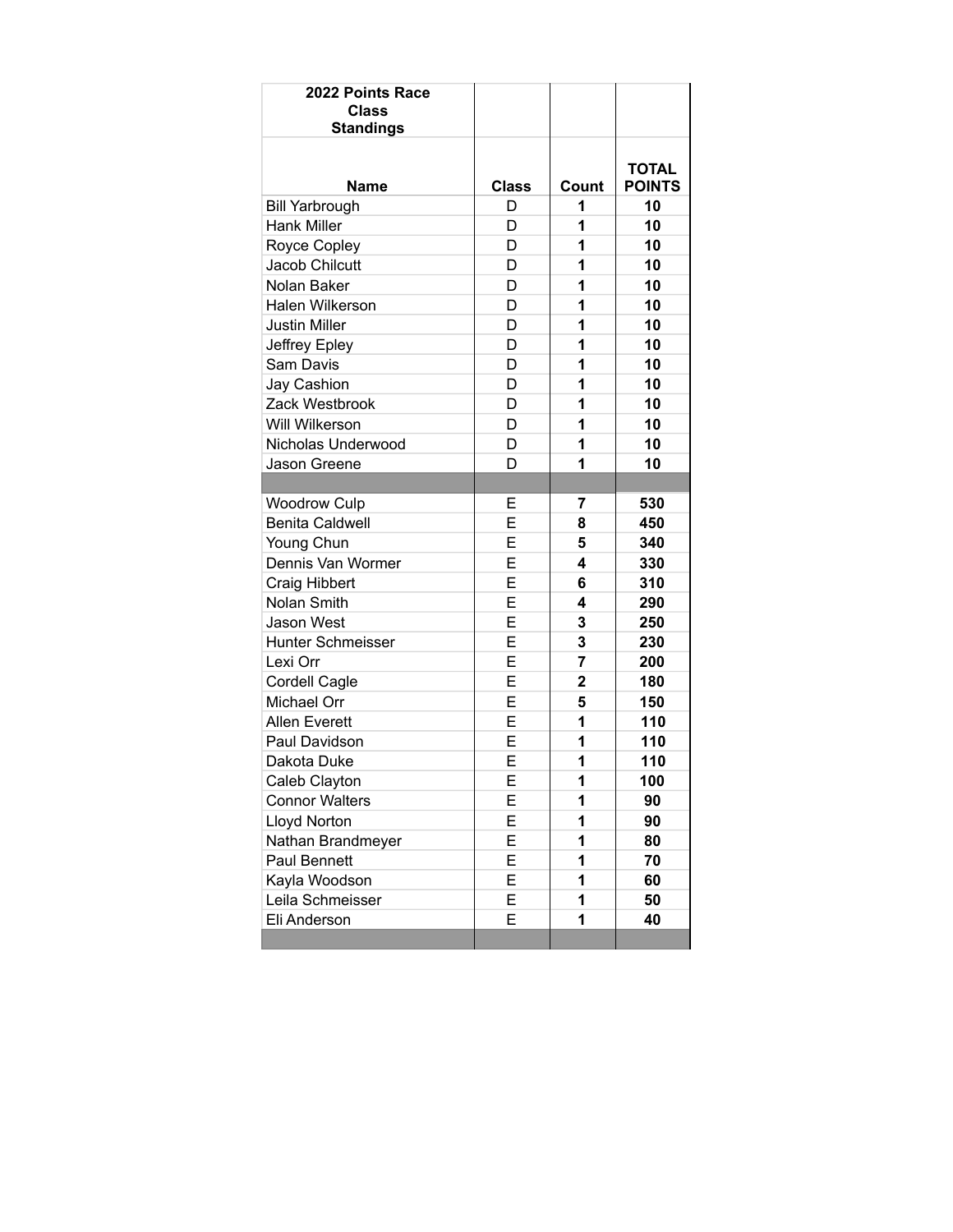| 2022 Points Race Class Standings | | | |
|---|---|---|---|
| **Name** | **Class** | **Count** | **TOTAL POINTS** |
| Bill Yarbrough | D | **1** | **10** |
| Hank Miller | D | **1** | **10** |
| Royce Copley | D | **1** | **10** |
| Jacob Chilcutt | D | **1** | **10** |
| Nolan Baker | D | **1** | **10** |
| Halen Wilkerson | D | **1** | **10** |
| Justin Miller | D | **1** | **10** |
| Jeffrey Epley | D | **1** | **10** |
| Sam Davis | D | **1** | **10** |
| Jay Cashion | D | **1** | **10** |
| Zack Westbrook | D | **1** | **10** |
| Will Wilkerson | D | **1** | **10** |
| Nicholas Underwood | D | **1** | **10** |
| Jason Greene | D | **1** | **10** |
| | | | |
| Woodrow Culp | E | **7** | **530** |
| Benita Caldwell | E | **8** | **450** |
| Young Chun | E | **5** | **340** |
| Dennis Van Wormer | E | **4** | **330** |
| Craig Hibbert | E | **6** | **310** |
| Nolan Smith | E | **4** | **290** |
| Jason West | E | **3** | **250** |
| Hunter Schmeisser | E | **3** | **230** |
| Lexi Orr | E | **7** | **200** |
| Cordell Cagle | E | **2** | **180** |
| Michael Orr | E | **5** | **150** |
| Allen Everett | E | **1** | **110** |
| Paul Davidson | E | **1** | **110** |
| Dakota Duke | E | **1** | **110** |
| Caleb Clayton | E | **1** | **100** |
| Connor Walters | E | **1** | **90** |
| Lloyd Norton | E | **1** | **90** |
| Nathan Brandmeyer | E | **1** | **80** |
| Paul Bennett | E | **1** | **70** |
| Kayla Woodson | E | **1** | **60** |
| Leila Schmeisser | E | **1** | **50** |
| Eli Anderson | E | **1** | **40** |
| | | | |